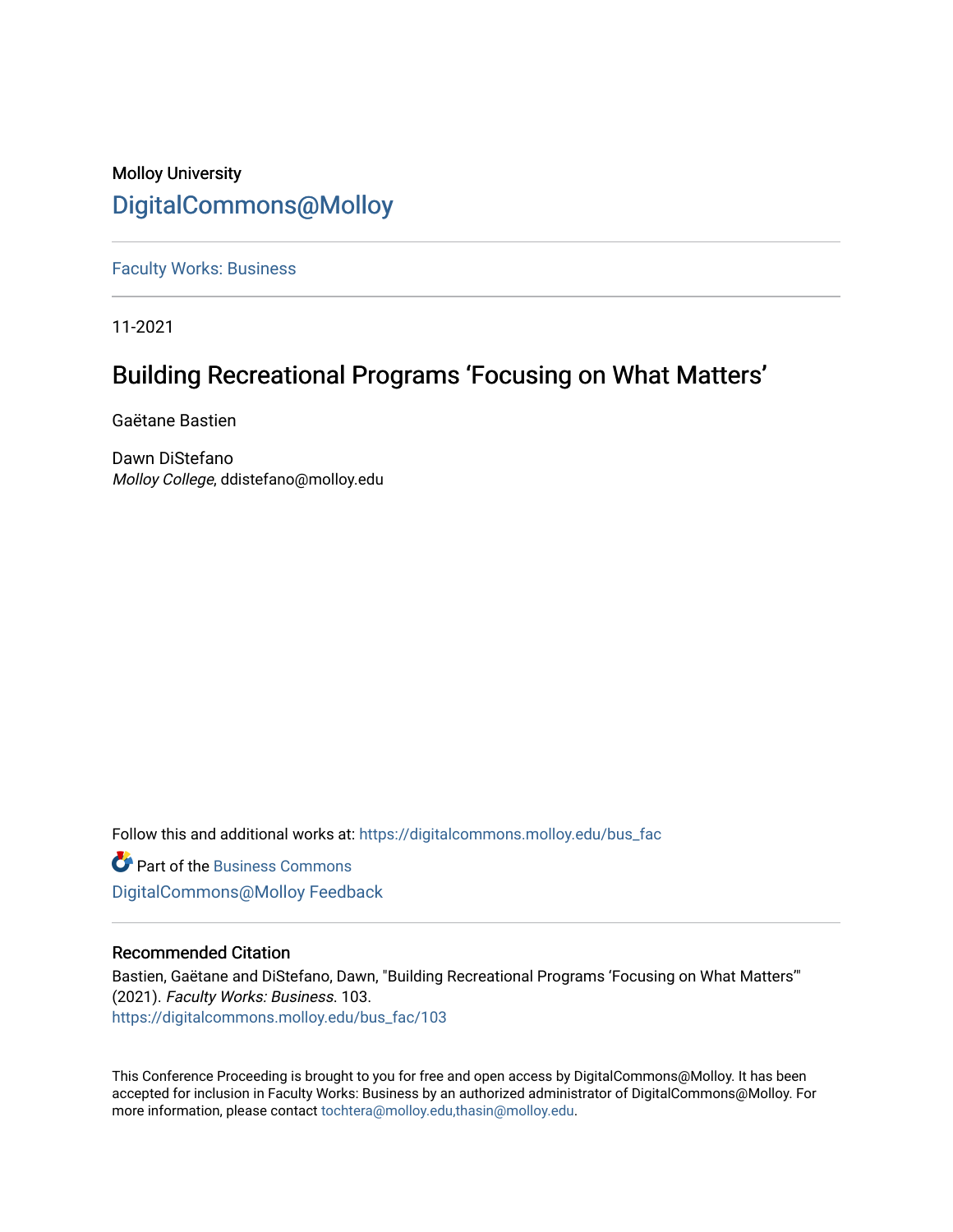Molloy University

# DigitalCommons@Molloy

Faculty Works: Business

11-2021

## Building Recreational Programs 'Focusing on What Matters'

Gaëtane Bastien

Dawn DiStefano
*Molloy College*, ddistefano@molloy.edu

Follow this and additional works at: https://digitalcommons.molloy.edu/bus_fac

Part of the Business Commons

DigitalCommons@Molloy Feedback

### Recommended Citation

Bastien, Gaëtane and DiStefano, Dawn, "Building Recreational Programs 'Focusing on What Matters'" (2021). *Faculty Works: Business*. 103.
https://digitalcommons.molloy.edu/bus_fac/103

This Conference Proceeding is brought to you for free and open access by DigitalCommons@Molloy. It has been accepted for inclusion in Faculty Works: Business by an authorized administrator of DigitalCommons@Molloy. For more information, please contact tochtera@molloy.edu,thasin@molloy.edu.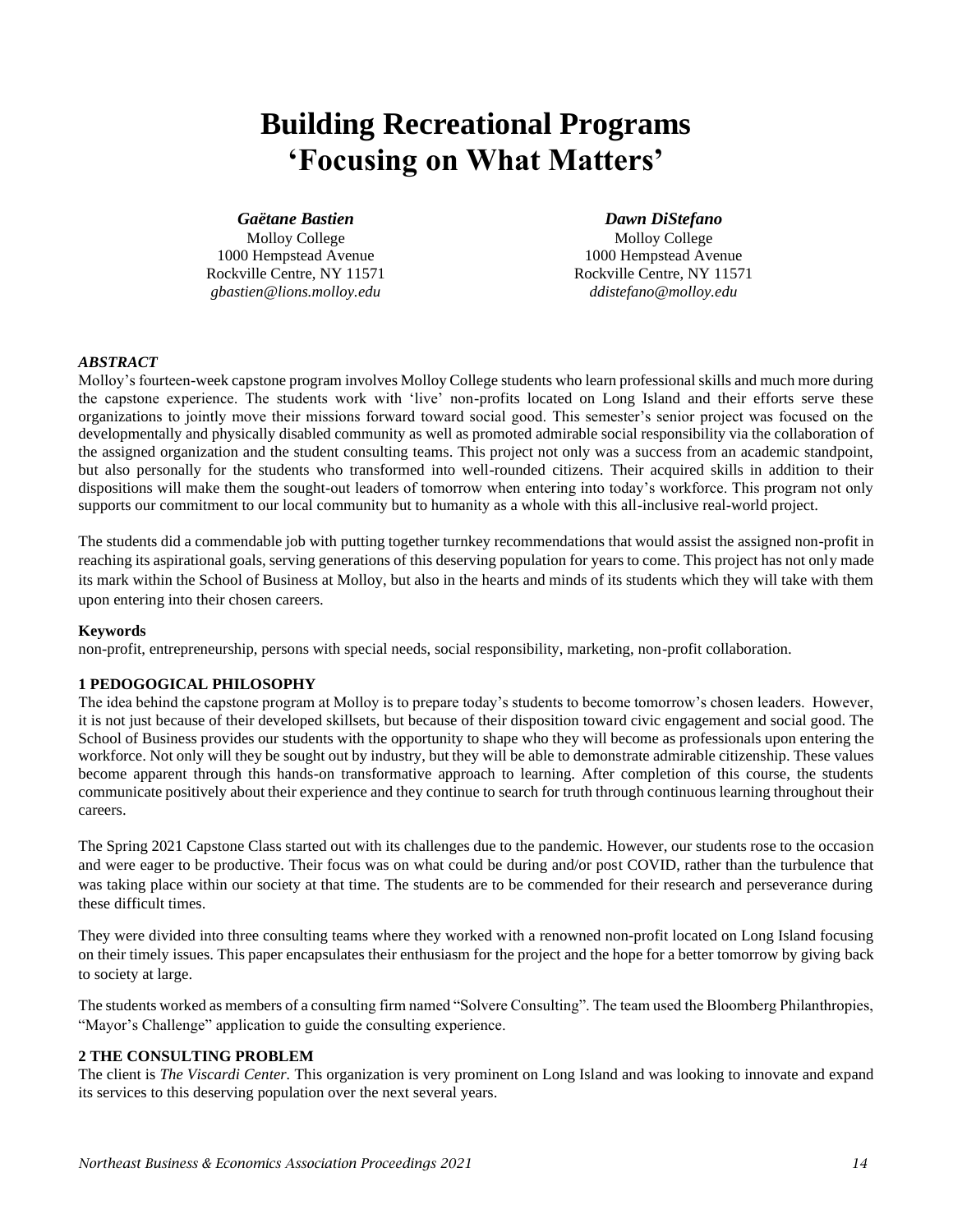# Building Recreational Programs 'Focusing on What Matters'

***Gaëtane Bastien***
Molloy College
1000 Hempstead Avenue
Rockville Centre, NY 11571
*gbastien@lions.molloy.edu*

***Dawn DiStefano***
Molloy College
1000 Hempstead Avenue
Rockville Centre, NY 11571
*ddistefano@molloy.edu*

### *ABSTRACT*

Molloy's fourteen-week capstone program involves Molloy College students who learn professional skills and much more during the capstone experience. The students work with 'live' non-profits located on Long Island and their efforts serve these organizations to jointly move their missions forward toward social good. This semester's senior project was focused on the developmentally and physically disabled community as well as promoted admirable social responsibility via the collaboration of the assigned organization and the student consulting teams. This project not only was a success from an academic standpoint, but also personally for the students who transformed into well-rounded citizens. Their acquired skills in addition to their dispositions will make them the sought-out leaders of tomorrow when entering into today's workforce. This program not only supports our commitment to our local community but to humanity as a whole with this all-inclusive real-world project.

The students did a commendable job with putting together turnkey recommendations that would assist the assigned non-profit in reaching its aspirational goals, serving generations of this deserving population for years to come. This project has not only made its mark within the School of Business at Molloy, but also in the hearts and minds of its students which they will take with them upon entering into their chosen careers.

**Keywords**

non-profit, entrepreneurship, persons with special needs, social responsibility, marketing, non-profit collaboration.

### 1 PEDOGOGICAL PHILOSOPHY

The idea behind the capstone program at Molloy is to prepare today's students to become tomorrow's chosen leaders. However, it is not just because of their developed skillsets, but because of their disposition toward civic engagement and social good. The School of Business provides our students with the opportunity to shape who they will become as professionals upon entering the workforce. Not only will they be sought out by industry, but they will be able to demonstrate admirable citizenship. These values become apparent through this hands-on transformative approach to learning. After completion of this course, the students communicate positively about their experience and they continue to search for truth through continuous learning throughout their careers.

The Spring 2021 Capstone Class started out with its challenges due to the pandemic. However, our students rose to the occasion and were eager to be productive. Their focus was on what could be during and/or post COVID, rather than the turbulence that was taking place within our society at that time. The students are to be commended for their research and perseverance during these difficult times.

They were divided into three consulting teams where they worked with a renowned non-profit located on Long Island focusing on their timely issues. This paper encapsulates their enthusiasm for the project and the hope for a better tomorrow by giving back to society at large.

The students worked as members of a consulting firm named "Solvere Consulting". The team used the Bloomberg Philanthropies, "Mayor's Challenge" application to guide the consulting experience.

### 2 THE CONSULTING PROBLEM

The client is *The Viscardi Center.* This organization is very prominent on Long Island and was looking to innovate and expand its services to this deserving population over the next several years.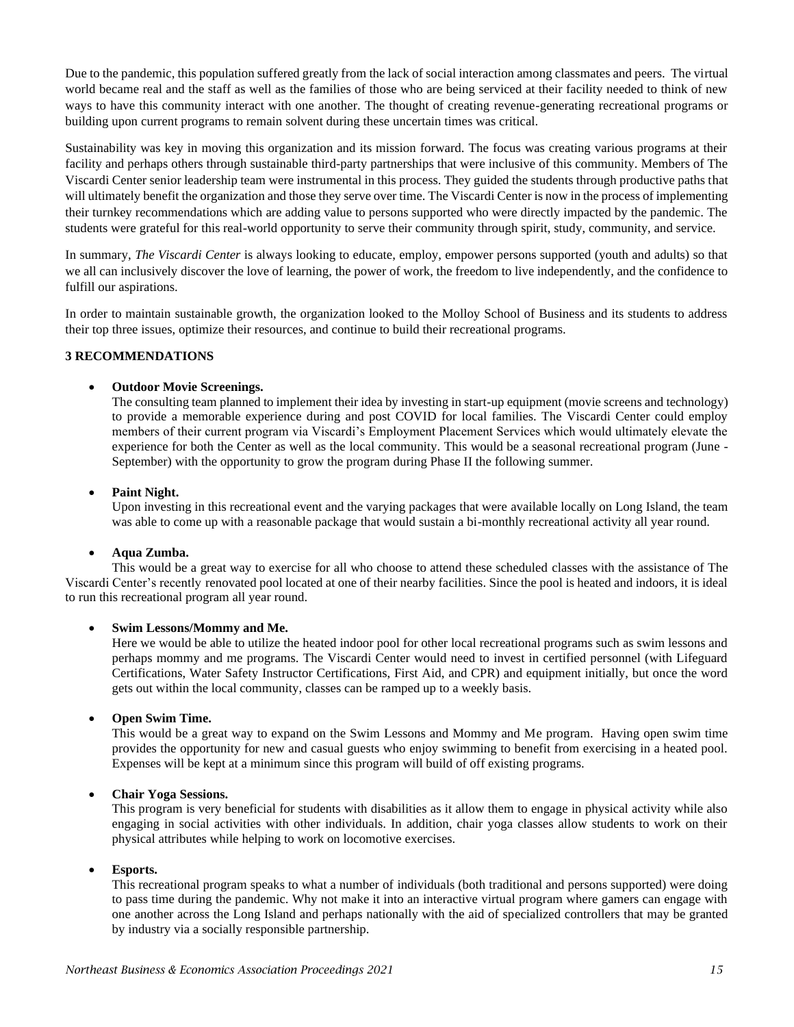Due to the pandemic, this population suffered greatly from the lack of social interaction among classmates and peers. The virtual world became real and the staff as well as the families of those who are being serviced at their facility needed to think of new ways to have this community interact with one another. The thought of creating revenue-generating recreational programs or building upon current programs to remain solvent during these uncertain times was critical.

Sustainability was key in moving this organization and its mission forward. The focus was creating various programs at their facility and perhaps others through sustainable third-party partnerships that were inclusive of this community. Members of The Viscardi Center senior leadership team were instrumental in this process. They guided the students through productive paths that will ultimately benefit the organization and those they serve over time. The Viscardi Center is now in the process of implementing their turnkey recommendations which are adding value to persons supported who were directly impacted by the pandemic. The students were grateful for this real-world opportunity to serve their community through spirit, study, community, and service.

In summary, *The Viscardi Center* is always looking to educate, employ, empower persons supported (youth and adults) so that we all can inclusively discover the love of learning, the power of work, the freedom to live independently, and the confidence to fulfill our aspirations.

In order to maintain sustainable growth, the organization looked to the Molloy School of Business and its students to address their top three issues, optimize their resources, and continue to build their recreational programs.

**3 RECOMMENDATIONS**

- **Outdoor Movie Screenings.**
  The consulting team planned to implement their idea by investing in start-up equipment (movie screens and technology) to provide a memorable experience during and post COVID for local families. The Viscardi Center could employ members of their current program via Viscardi's Employment Placement Services which would ultimately elevate the experience for both the Center as well as the local community. This would be a seasonal recreational program (June - September) with the opportunity to grow the program during Phase II the following summer.

- **Paint Night.**
  Upon investing in this recreational event and the varying packages that were available locally on Long Island, the team was able to come up with a reasonable package that would sustain a bi-monthly recreational activity all year round.

- **Aqua Zumba.**
  This would be a great way to exercise for all who choose to attend these scheduled classes with the assistance of The Viscardi Center's recently renovated pool located at one of their nearby facilities. Since the pool is heated and indoors, it is ideal to run this recreational program all year round.

- **Swim Lessons/Mommy and Me.**
  Here we would be able to utilize the heated indoor pool for other local recreational programs such as swim lessons and perhaps mommy and me programs. The Viscardi Center would need to invest in certified personnel (with Lifeguard Certifications, Water Safety Instructor Certifications, First Aid, and CPR) and equipment initially, but once the word gets out within the local community, classes can be ramped up to a weekly basis.

- **Open Swim Time.**
  This would be a great way to expand on the Swim Lessons and Mommy and Me program. Having open swim time provides the opportunity for new and casual guests who enjoy swimming to benefit from exercising in a heated pool. Expenses will be kept at a minimum since this program will build of off existing programs.

- **Chair Yoga Sessions.**
  This program is very beneficial for students with disabilities as it allow them to engage in physical activity while also engaging in social activities with other individuals. In addition, chair yoga classes allow students to work on their physical attributes while helping to work on locomotive exercises.

- **Esports.**
  This recreational program speaks to what a number of individuals (both traditional and persons supported) were doing to pass time during the pandemic. Why not make it into an interactive virtual program where gamers can engage with one another across the Long Island and perhaps nationally with the aid of specialized controllers that may be granted by industry via a socially responsible partnership.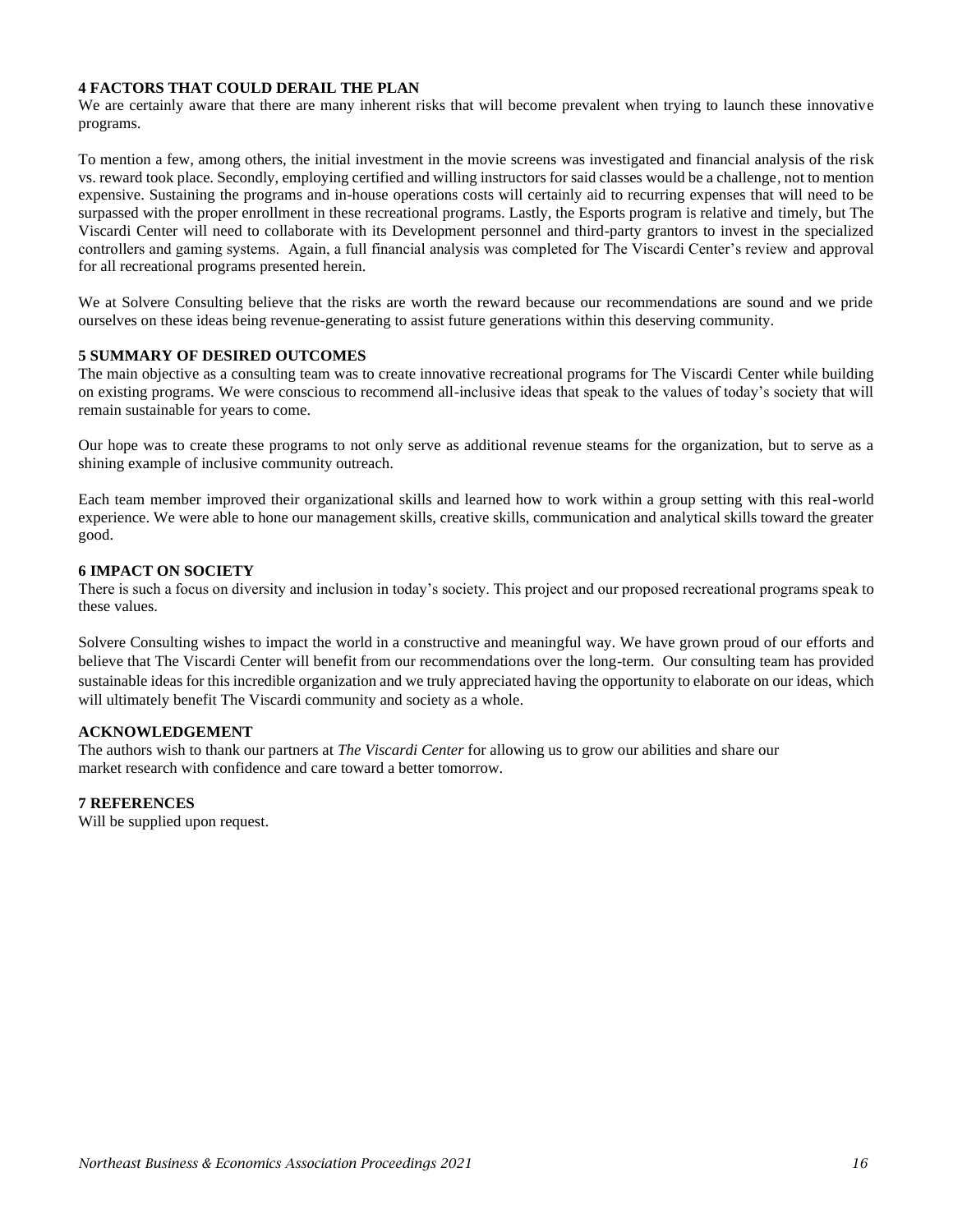## 4 FACTORS THAT COULD DERAIL THE PLAN

We are certainly aware that there are many inherent risks that will become prevalent when trying to launch these innovative programs.

To mention a few, among others, the initial investment in the movie screens was investigated and financial analysis of the risk vs. reward took place. Secondly, employing certified and willing instructors for said classes would be a challenge, not to mention expensive. Sustaining the programs and in-house operations costs will certainly aid to recurring expenses that will need to be surpassed with the proper enrollment in these recreational programs. Lastly, the Esports program is relative and timely, but The Viscardi Center will need to collaborate with its Development personnel and third-party grantors to invest in the specialized controllers and gaming systems. Again, a full financial analysis was completed for The Viscardi Center's review and approval for all recreational programs presented herein.

We at Solvere Consulting believe that the risks are worth the reward because our recommendations are sound and we pride ourselves on these ideas being revenue-generating to assist future generations within this deserving community.

## 5 SUMMARY OF DESIRED OUTCOMES

The main objective as a consulting team was to create innovative recreational programs for The Viscardi Center while building on existing programs. We were conscious to recommend all-inclusive ideas that speak to the values of today's society that will remain sustainable for years to come.

Our hope was to create these programs to not only serve as additional revenue steams for the organization, but to serve as a shining example of inclusive community outreach.

Each team member improved their organizational skills and learned how to work within a group setting with this real-world experience. We were able to hone our management skills, creative skills, communication and analytical skills toward the greater good.

## 6 IMPACT ON SOCIETY

There is such a focus on diversity and inclusion in today's society. This project and our proposed recreational programs speak to these values.

Solvere Consulting wishes to impact the world in a constructive and meaningful way. We have grown proud of our efforts and believe that The Viscardi Center will benefit from our recommendations over the long-term. Our consulting team has provided sustainable ideas for this incredible organization and we truly appreciated having the opportunity to elaborate on our ideas, which will ultimately benefit The Viscardi community and society as a whole.

## ACKNOWLEDGEMENT

The authors wish to thank our partners at *The Viscardi Center* for allowing us to grow our abilities and share our market research with confidence and care toward a better tomorrow.

## 7 REFERENCES

Will be supplied upon request.